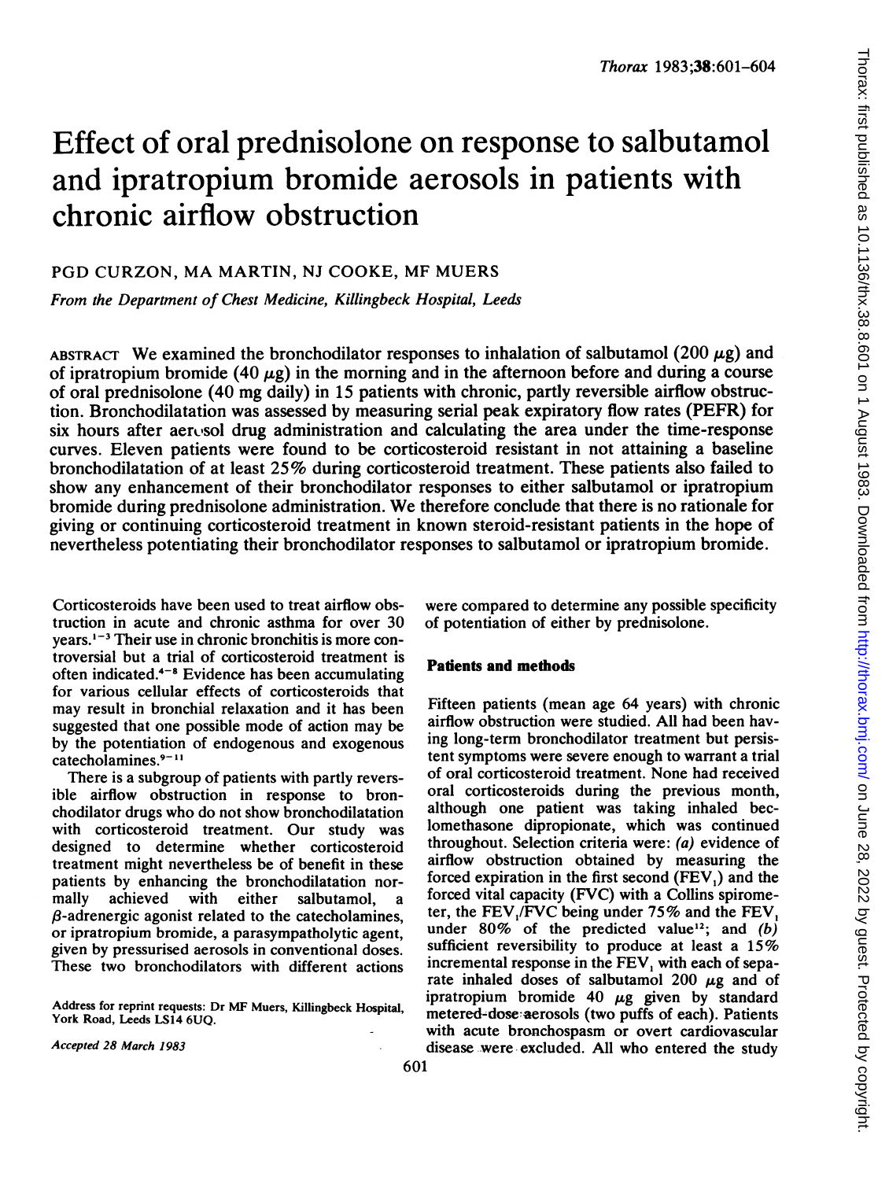# Effect of oral prednisolone on response to salbutamol and ipratropium bromide aerosols in patients with chronic airflow obstruction

PGD CURZON, MA MARTIN, NJ COOKE, MF MUERS

*From the Department of Chest Medicine, Killingbeck Hospital, Leeds*

ABSTRACT We examined the bronchodilator responses to inhalation of salbutamol (200 $\mu$g) and of ipratropium bromide (40 $\mu$g) in the morning and in the afternoon before and during a course of oral prednisolone (40 mg daily) in 15 patients with chronic, partly reversible airflow obstruction. Bronchodilatation was assessed by measuring serial peak expiratory flow rates (PEFR) for six hours after aerosol drug administration and calculating the area under the time-response curves. Eleven patients were found to be corticosteroid resistant in not attaining a baseline bronchodilatation of at least 25% during corticosteroid treatment. These patients also failed to show any enhancement of their bronchodilator responses to either salbutamol or ipratropium bromide during prednisolone administration. We therefore conclude that there is no rationale for giving or continuing corticosteroid treatment in known steroid-resistant patients in the hope of nevertheless potentiating their bronchodilator responses to salbutamol or ipratropium bromide.

Corticosteroids have been used to treat airflow obstruction in acute and chronic asthma for over 30 years.[1-3] Their use in chronic bronchitis is more controversial but a trial of corticosteroid treatment is often indicated.[4-8] Evidence has been accumulating for various cellular effects of corticosteroids that may result in bronchial relaxation and it has been suggested that one possible mode of action may be by the potentiation of endogenous and exogenous catecholamines.[9-11]

There is a subgroup of patients with partly reversible airflow obstruction in response to bronchodilator drugs who do not show bronchodilatation with corticosteroid treatment. Our study was designed to determine whether corticosteroid treatment might nevertheless be of benefit in these patients by enhancing the bronchodilatation normally achieved with either salbutamol, a $\beta$-adrenergic agonist related to the catecholamines, or ipratropium bromide, a parasympatholytic agent, given by pressurised aerosols in conventional doses. These two bronchodilators with different actions were compared to determine any possible specificity of potentiation of either by prednisolone.

Address for reprint requests: Dr MF Muers, Killingbeck Hospital, York Road, Leeds LS14 6UQ.

*Accepted 28 March 1983*

## Patients and methods

Fifteen patients (mean age 64 years) with chronic airflow obstruction were studied. All had been having long-term bronchodilator treatment but persistent symptoms were severe enough to warrant a trial of oral corticosteroid treatment. None had received oral corticosteroids during the previous month, although one patient was taking inhaled beclomethasone dipropionate, which was continued throughout. Selection criteria were: *(a)* evidence of airflow obstruction obtained by measuring the forced expiration in the first second ($FEV_1$) and the forced vital capacity (FVC) with a Collins spirometer, the $FEV_1$/FVC being under 75% and the $FEV_1$ under 80% of the predicted value[12]; and *(b)* sufficient reversibility to produce at least a 15% incremental response in the $FEV_1$ with each of separate inhaled doses of salbutamol 200 $\mu$g and of ipratropium bromide 40 $\mu$g given by standard metered-dose aerosols (two puffs of each). Patients with acute bronchospasm or overt cardiovascular disease were excluded. All who entered the study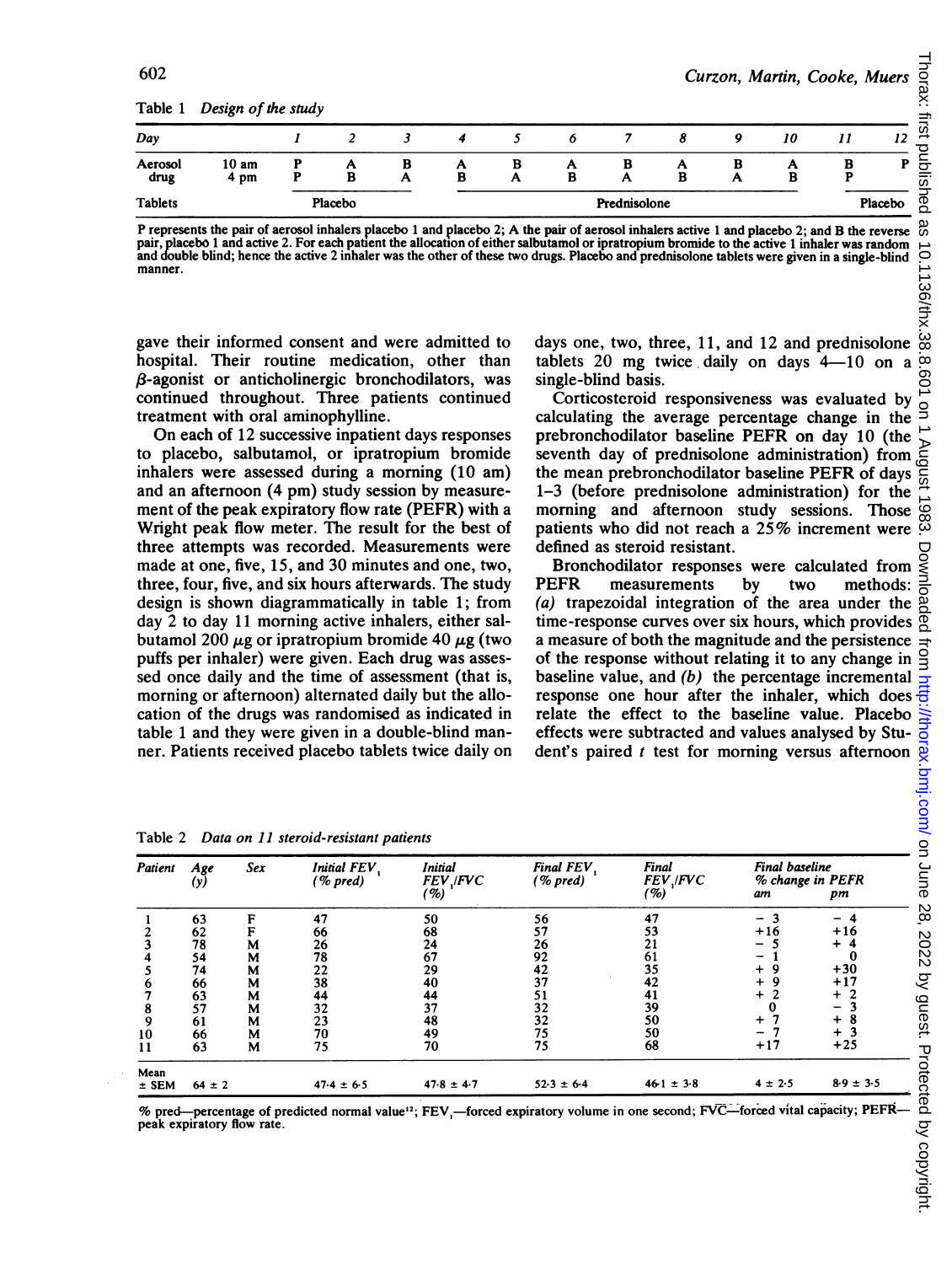Table 1 *Design of the study*

| Day | | 1 | 2 | 3 | 4 | 5 | 6 | 7 | 8 | 9 | 10 | 11 | 12 |
|---|---|---|---|---|---|---|---|---|---|---|---|---|---|
| Aerosol drug | 10 am | P | A | B | A | B | A | B | A | B | A | B | P |
| | 4 pm | P | B | A | B | A | B | A | B | A | B | P | |
| Tablets | | Placebo | | | Prednisolone | | | | | | | Placebo | |

P represents the pair of aerosol inhalers placebo 1 and placebo 2; A the pair of aerosol inhalers active 1 and placebo 2; and B the reverse pair, placebo 1 and active 2. For each patient the allocation of either salbutamol or ipratropium bromide to the active 1 inhaler was random and double blind; hence the active 2 inhaler was the other of these two drugs. Placebo and prednisolone tablets were given in a single-blind manner.

gave their informed consent and were admitted to hospital. Their routine medication, other than β-agonist or anticholinergic bronchodilators, was continued throughout. Three patients continued treatment with oral aminophylline.

On each of 12 successive inpatient days responses to placebo, salbutamol, or ipratropium bromide inhalers were assessed during a morning (10 am) and an afternoon (4 pm) study session by measurement of the peak expiratory flow rate (PEFR) with a Wright peak flow meter. The result for the best of three attempts was recorded. Measurements were made at one, five, 15, and 30 minutes and one, two, three, four, five, and six hours afterwards. The study design is shown diagrammatically in table 1; from day 2 to day 11 morning active inhalers, either salbutamol 200 μg or ipratropium bromide 40 μg (two puffs per inhaler) were given. Each drug was assessed once daily and the time of assessment (that is, morning or afternoon) alternated daily but the allocation of the drugs was randomised as indicated in table 1 and they were given in a double-blind manner. Patients received placebo tablets twice daily on days one, two, three, 11, and 12 and prednisolone tablets 20 mg twice daily on days 4—10 on a single-blind basis.

Corticosteroid responsiveness was evaluated by calculating the average percentage change in the prebronchodilator baseline PEFR on day 10 (the seventh day of prednisolone administration) from the mean prebronchodilator baseline PEFR of days 1–3 (before prednisolone administration) for the morning and afternoon study sessions. Those patients who did not reach a 25% increment were defined as steroid resistant.

Bronchodilator responses were calculated from PEFR measurements by two methods: *(a)* trapezoidal integration of the area under the time-response curves over six hours, which provides a measure of both the magnitude and the persistence of the response without relating it to any change in baseline value, and *(b)* the percentage incremental response one hour after the inhaler, which does relate the effect to the baseline value. Placebo effects were subtracted and values analysed by Student's paired *t* test for morning versus afternoon

Table 2 *Data on 11 steroid-resistant patients*

| Patient | Age (y) | Sex | Initial $FEV_1$ (% pred) | Initial $FEV_1/FVC$ (%) | Final $FEV_1$ (% pred) | Final $FEV_1/FVC$ (%) | Final baseline % change in PEFR am | pm |
|---|---|---|---|---|---|---|---|---|
| 1 | 63 | F | 47 | 50 | 56 | 47 | − 3 | − 4 |
| 2 | 62 | F | 66 | 68 | 57 | 53 | +16 | +16 |
| 3 | 78 | M | 26 | 24 | 26 | 21 | − 5 | + 4 |
| 4 | 54 | M | 78 | 67 | 92 | 61 | − 1 | 0 |
| 5 | 74 | M | 22 | 29 | 42 | 35 | + 9 | +30 |
| 6 | 66 | M | 38 | 40 | 37 | 42 | + 9 | +17 |
| 7 | 63 | M | 44 | 44 | 51 | 41 | + 2 | + 2 |
| 8 | 57 | M | 32 | 37 | 32 | 39 | 0 | − 3 |
| 9 | 61 | M | 23 | 48 | 32 | 50 | + 7 | + 8 |
| 10 | 66 | M | 70 | 49 | 75 | 50 | − 7 | + 3 |
| 11 | 63 | M | 75 | 70 | 75 | 68 | +17 | +25 |
| Mean ± SEM | 64 ± 2 | | 47·4 ± 6·5 | 47·8 ± 4·7 | 52·3 ± 6·4 | 46·1 ± 3·8 | 4 ± 2·5 | 8·9 ± 3·5 |

% pred—percentage of predicted normal value[12]; $FEV_1$—forced expiratory volume in one second; FVC—forced vital capacity; PEFR—peak expiratory flow rate.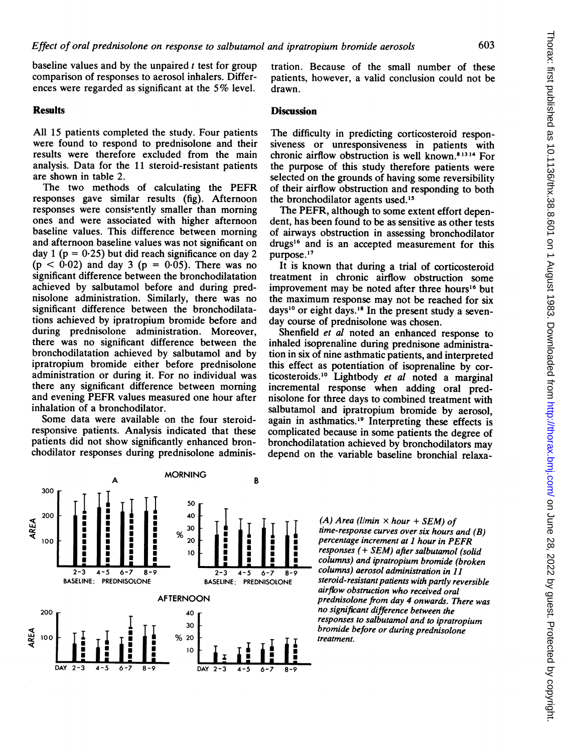baseline values and by the unpaired t test for group comparison of responses to aerosol inhalers. Differences were regarded as significant at the 5% level.

## Results

All 15 patients completed the study. Four patients were found to respond to prednisolone and their results were therefore excluded from the main analysis. Data for the 11 steroid-resistant patients are shown in table 2.

The two methods of calculating the PEFR responses gave similar results (fig). Afternoon responses were consistently smaller than morning ones and were associated with higher afternoon baseline values. This difference between morning and afternoon baseline values was not significant on day 1 ($p = 0.25$) but did reach significance on day 2 ($p < 0.02$) and day 3 ($p = 0.05$). There was no significant difference between the bronchodilatation achieved by salbutamol before and during prednisolone administration. Similarly, there was no significant difference between the bronchodilatations achieved by ipratropium bromide before and during prednisolone administration. Moreover, there was no significant difference between the bronchodilatation achieved by salbutamol and by ipratropium bromide either before prednisolone administration or during it. For no individual was there any significant difference between morning and evening PEFR values measured one hour after inhalation of a bronchodilator.

Some data were available on the four steroid-responsive patients. Analysis indicated that these patients did not show significantly enhanced bronchodilator responses during prednisolone administration. Because of the small number of these patients, however, a valid conclusion could not be drawn.

## Discussion

The difficulty in predicting corticosteroid responsiveness or unresponsiveness in patients with chronic airflow obstruction is well known.[8 13 14] For the purpose of this study therefore patients were selected on the grounds of having some reversibility of their airflow obstruction and responding to both the bronchodilator agents used.[15]

The PEFR, although to some extent effort dependent, has been found to be as sensitive as other tests of airways obstruction in assessing bronchodilator drugs[16] and is an accepted measurement for this purpose.[17]

It is known that during a trial of corticosteroid treatment in chronic airflow obstruction some improvement may be noted after three hours[16] but the maximum response may not be reached for six days[10] or eight days.[18] In the present study a seven-day course of prednisolone was chosen.

Shenfield *et al* noted an enhanced response to inhaled isoprenaline during prednisone administration in six of nine asthmatic patients, and interpreted this effect as potentiation of isoprenaline by corticosteroids.[10] Lightbody *et al* noted a marginal incremental response when adding oral prednisolone for three days to combined treatment with salbutamol and ipratropium bromide by aerosol, again in asthmatics.[19] Interpreting these effects is complicated because in some patients the degree of bronchodilatation achieved by bronchodilators may depend on the variable baseline bronchial relaxa-

*(A) Area (l/min × hour + SEM) of time-response curves over six hours and (B) percentage increment at 1 hour in PEFR responses (+ SEM) after salbutamol (solid columns) and ipratropium bromide (broken columns) aerosol administration in 11 steroid-resistant patients with partly reversible airflow obstruction who received oral prednisolone from day 4 onwards. There was no significant difference between the responses to salbutamol and to ipratropium bromide before or during prednisolone treatment.*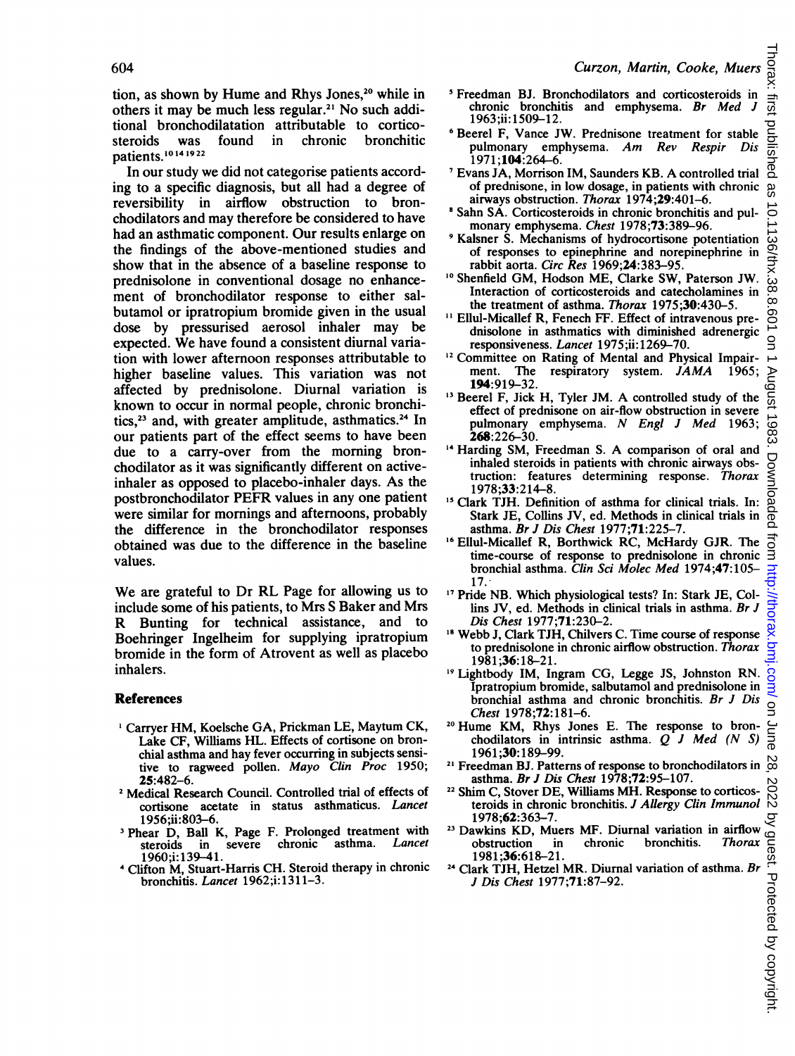tion, as shown by Hume and Rhys Jones,[20] while in others it may be much less regular.[21] No such additional bronchodilatation attributable to corticosteroids was found in chronic bronchitic patients.[10 14 19 22]

In our study we did not categorise patients according to a specific diagnosis, but all had a degree of reversibility in airflow obstruction to bronchodilators and may therefore be considered to have had an asthmatic component. Our results enlarge on the findings of the above-mentioned studies and show that in the absence of a baseline response to prednisolone in conventional dosage no enhancement of bronchodilator response to either salbutamol or ipratropium bromide given in the usual dose by pressurised aerosol inhaler may be expected. We have found a consistent diurnal variation with lower afternoon responses attributable to higher baseline values. This variation was not affected by prednisolone. Diurnal variation is known to occur in normal people, chronic bronchitics,[23] and, with greater amplitude, asthmatics.[24] In our patients part of the effect seems to have been due to a carry-over from the morning bronchodilator as it was significantly different on active-inhaler as opposed to placebo-inhaler days. As the postbronchodilator PEFR values in any one patient were similar for mornings and afternoons, probably the difference in the bronchodilator responses obtained was due to the difference in the baseline values.

We are grateful to Dr RL Page for allowing us to include some of his patients, to Mrs S Baker and Mrs R Bunting for technical assistance, and to Boehringer Ingelheim for supplying ipratropium bromide in the form of Atrovent as well as placebo inhalers.

## References

1. Carryer HM, Koelsche GA, Prickman LE, Maytum CK, Lake CF, Williams HL. Effects of cortisone on bronchial asthma and hay fever occurring in subjects sensitive to ragweed pollen. *Mayo Clin Proc* 1950; **25**:482–6.
2. Medical Research Council. Controlled trial of effects of cortisone acetate in status asthmaticus. *Lancet* 1956;ii:803–6.
3. Phear D, Ball K, Page F. Prolonged treatment with steroids in severe chronic asthma. *Lancet* 1960;i:139–41.
4. Clifton M, Stuart-Harris CH. Steroid therapy in chronic bronchitis. *Lancet* 1962;i:1311–3.
5. Freedman BJ. Bronchodilators and corticosteroids in chronic bronchitis and emphysema. *Br Med J* 1963;ii:1509–12.
6. Beerel F, Vance JW. Prednisone treatment for stable pulmonary emphysema. *Am Rev Respir Dis* 1971;**104**:264–6.
7. Evans JA, Morrison IM, Saunders KB. A controlled trial of prednisone, in low dosage, in patients with chronic airways obstruction. *Thorax* 1974;**29**:401–6.
8. Sahn SA. Corticosteroids in chronic bronchitis and pulmonary emphysema. *Chest* 1978;**73**:389–96.
9. Kalsner S. Mechanisms of hydrocortisone potentiation of responses to epinephrine and norepinephrine in rabbit aorta. *Circ Res* 1969;**24**:383–95.
10. Shenfield GM, Hodson ME, Clarke SW, Paterson JW. Interaction of corticosteroids and catecholamines in the treatment of asthma. *Thorax* 1975;**30**:430–5.
11. Ellul-Micallef R, Fenech FF. Effect of intravenous prednisolone in asthmatics with diminished adrenergic responsiveness. *Lancet* 1975;ii:1269–70.
12. Committee on Rating of Mental and Physical Impairment. The respiratory system. *JAMA* 1965; **194**:919–32.
13. Beerel F, Jick H, Tyler JM. A controlled study of the effect of prednisone on air-flow obstruction in severe pulmonary emphysema. *N Engl J Med* 1963; **268**:226–30.
14. Harding SM, Freedman S. A comparison of oral and inhaled steroids in patients with chronic airways obstruction: features determining response. *Thorax* 1978;**33**:214–8.
15. Clark TJH. Definition of asthma for clinical trials. In: Stark JE, Collins JV, ed. Methods in clinical trials in asthma. *Br J Dis Chest* 1977;**71**:225–7.
16. Ellul-Micallef R, Borthwick RC, McHardy GJR. The time-course of response to prednisolone in chronic bronchial asthma. *Clin Sci Molec Med* 1974;**47**:105–17.
17. Pride NB. Which physiological tests? In: Stark JE, Collins JV, ed. Methods in clinical trials in asthma. *Br J Dis Chest* 1977;**71**:230–2.
18. Webb J, Clark TJH, Chilvers C. Time course of response to prednisolone in chronic airflow obstruction. *Thorax* 1981;**36**:18–21.
19. Lightbody IM, Ingram CG, Legge JS, Johnston RN. Ipratropium bromide, salbutamol and prednisolone in bronchial asthma and chronic bronchitis. *Br J Dis Chest* 1978;**72**:181–6.
20. Hume KM, Rhys Jones E. The response to bronchodilators in intrinsic asthma. *Q J Med (N S)* 1961;**30**:189–99.
21. Freedman BJ. Patterns of response to bronchodilators in asthma. *Br J Dis Chest* 1978;**72**:95–107.
22. Shim C, Stover DE, Williams MH. Response to corticosteroids in chronic bronchitis. *J Allergy Clin Immunol* 1978;**62**:363–7.
23. Dawkins KD, Muers MF. Diurnal variation in airflow obstruction in chronic bronchitis. *Thorax* 1981;**36**:618–21.
24. Clark TJH, Hetzel MR. Diurnal variation of asthma. *Br J Dis Chest* 1977;**71**:87–92.